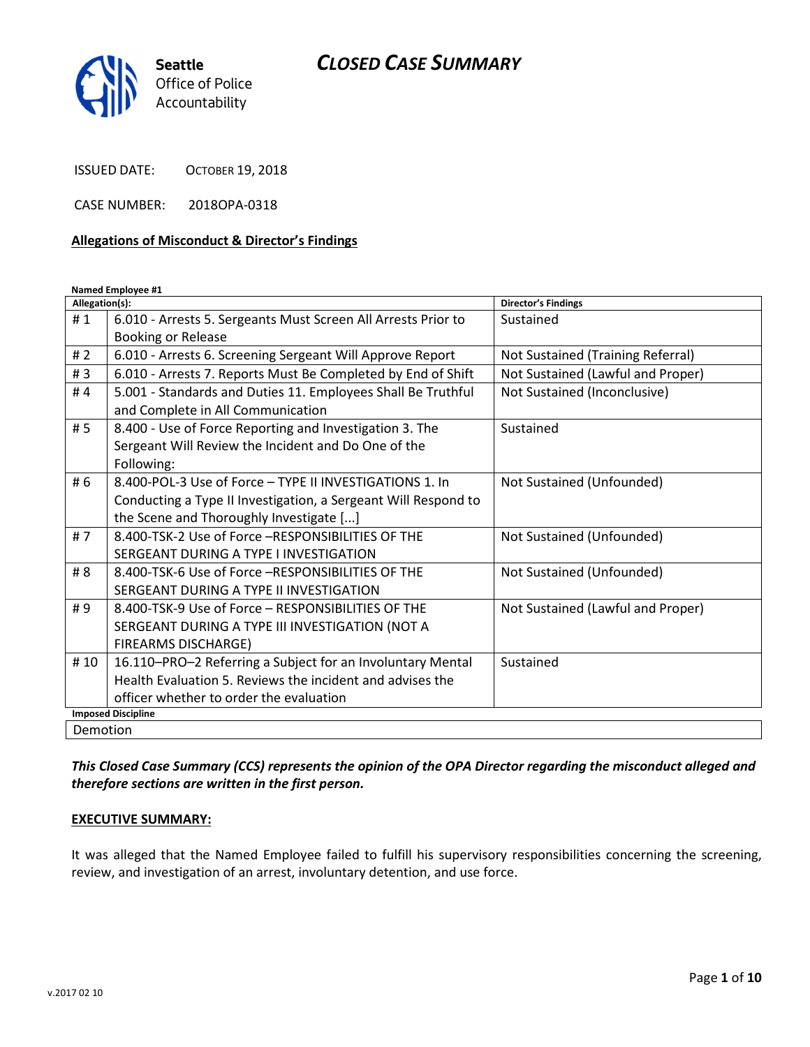Seattle
Office of Police
Accountability

# CLOSED CASE SUMMARY

ISSUED DATE: OCTOBER 19, 2018

CASE NUMBER: 2018OPA-0318

**Allegations of Misconduct & Director's Findings**

**Named Employee #1**

| Allegation(s): | | Director's Findings |
|---|---|---|
| # 1 | 6.010 - Arrests 5. Sergeants Must Screen All Arrests Prior to Booking or Release | Sustained |
| # 2 | 6.010 - Arrests 6. Screening Sergeant Will Approve Report | Not Sustained (Training Referral) |
| # 3 | 6.010 - Arrests 7. Reports Must Be Completed by End of Shift | Not Sustained (Lawful and Proper) |
| # 4 | 5.001 - Standards and Duties 11. Employees Shall Be Truthful and Complete in All Communication | Not Sustained (Inconclusive) |
| # 5 | 8.400 - Use of Force Reporting and Investigation 3. The Sergeant Will Review the Incident and Do One of the Following: | Sustained |
| # 6 | 8.400-POL-3 Use of Force – TYPE II INVESTIGATIONS 1. In Conducting a Type II Investigation, a Sergeant Will Respond to the Scene and Thoroughly Investigate [...] | Not Sustained (Unfounded) |
| # 7 | 8.400-TSK-2 Use of Force –RESPONSIBILITIES OF THE SERGEANT DURING A TYPE I INVESTIGATION | Not Sustained (Unfounded) |
| # 8 | 8.400-TSK-6 Use of Force –RESPONSIBILITIES OF THE SERGEANT DURING A TYPE II INVESTIGATION | Not Sustained (Unfounded) |
| # 9 | 8.400-TSK-9 Use of Force – RESPONSIBILITIES OF THE SERGEANT DURING A TYPE III INVESTIGATION (NOT A FIREARMS DISCHARGE) | Not Sustained (Lawful and Proper) |
| # 10 | 16.110–PRO–2 Referring a Subject for an Involuntary Mental Health Evaluation 5. Reviews the incident and advises the officer whether to order the evaluation | Sustained |

**Imposed Discipline**

Demotion

***This Closed Case Summary (CCS) represents the opinion of the OPA Director regarding the misconduct alleged and therefore sections are written in the first person.***

**EXECUTIVE SUMMARY:**

It was alleged that the Named Employee failed to fulfill his supervisory responsibilities concerning the screening, review, and investigation of an arrest, involuntary detention, and use force.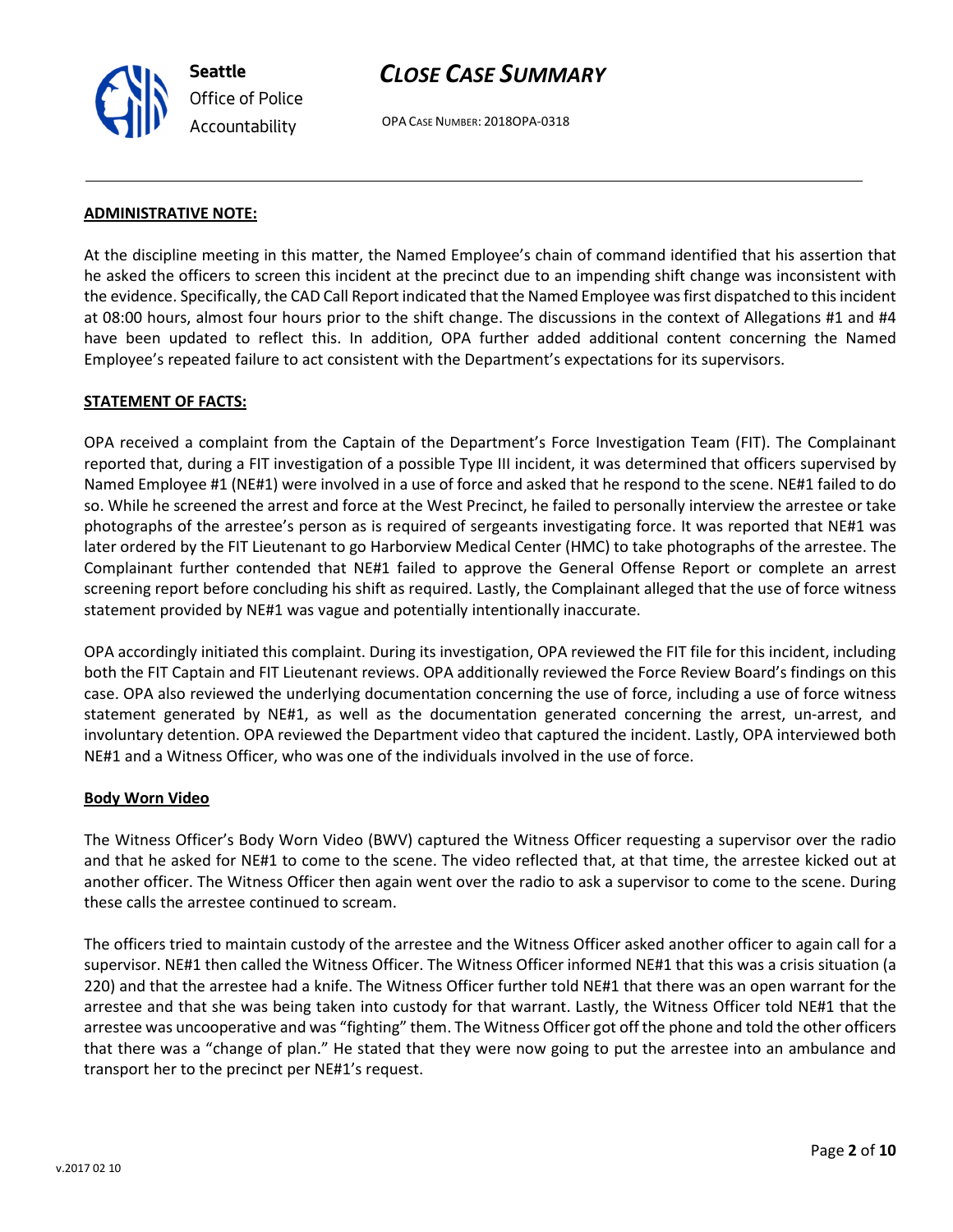**ADMINISTRATIVE NOTE:**

At the discipline meeting in this matter, the Named Employee's chain of command identified that his assertion that he asked the officers to screen this incident at the precinct due to an impending shift change was inconsistent with the evidence. Specifically, the CAD Call Report indicated that the Named Employee was first dispatched to this incident at 08:00 hours, almost four hours prior to the shift change. The discussions in the context of Allegations #1 and #4 have been updated to reflect this. In addition, OPA further added additional content concerning the Named Employee's repeated failure to act consistent with the Department's expectations for its supervisors.

**STATEMENT OF FACTS:**

OPA received a complaint from the Captain of the Department's Force Investigation Team (FIT). The Complainant reported that, during a FIT investigation of a possible Type III incident, it was determined that officers supervised by Named Employee #1 (NE#1) were involved in a use of force and asked that he respond to the scene. NE#1 failed to do so. While he screened the arrest and force at the West Precinct, he failed to personally interview the arrestee or take photographs of the arrestee's person as is required of sergeants investigating force. It was reported that NE#1 was later ordered by the FIT Lieutenant to go Harborview Medical Center (HMC) to take photographs of the arrestee. The Complainant further contended that NE#1 failed to approve the General Offense Report or complete an arrest screening report before concluding his shift as required. Lastly, the Complainant alleged that the use of force witness statement provided by NE#1 was vague and potentially intentionally inaccurate.

OPA accordingly initiated this complaint. During its investigation, OPA reviewed the FIT file for this incident, including both the FIT Captain and FIT Lieutenant reviews. OPA additionally reviewed the Force Review Board's findings on this case. OPA also reviewed the underlying documentation concerning the use of force, including a use of force witness statement generated by NE#1, as well as the documentation generated concerning the arrest, un-arrest, and involuntary detention. OPA reviewed the Department video that captured the incident. Lastly, OPA interviewed both NE#1 and a Witness Officer, who was one of the individuals involved in the use of force.

**Body Worn Video**

The Witness Officer's Body Worn Video (BWV) captured the Witness Officer requesting a supervisor over the radio and that he asked for NE#1 to come to the scene. The video reflected that, at that time, the arrestee kicked out at another officer. The Witness Officer then again went over the radio to ask a supervisor to come to the scene. During these calls the arrestee continued to scream.

The officers tried to maintain custody of the arrestee and the Witness Officer asked another officer to again call for a supervisor. NE#1 then called the Witness Officer. The Witness Officer informed NE#1 that this was a crisis situation (a 220) and that the arrestee had a knife. The Witness Officer further told NE#1 that there was an open warrant for the arrestee and that she was being taken into custody for that warrant. Lastly, the Witness Officer told NE#1 that the arrestee was uncooperative and was "fighting" them. The Witness Officer got off the phone and told the other officers that there was a "change of plan." He stated that they were now going to put the arrestee into an ambulance and transport her to the precinct per NE#1's request.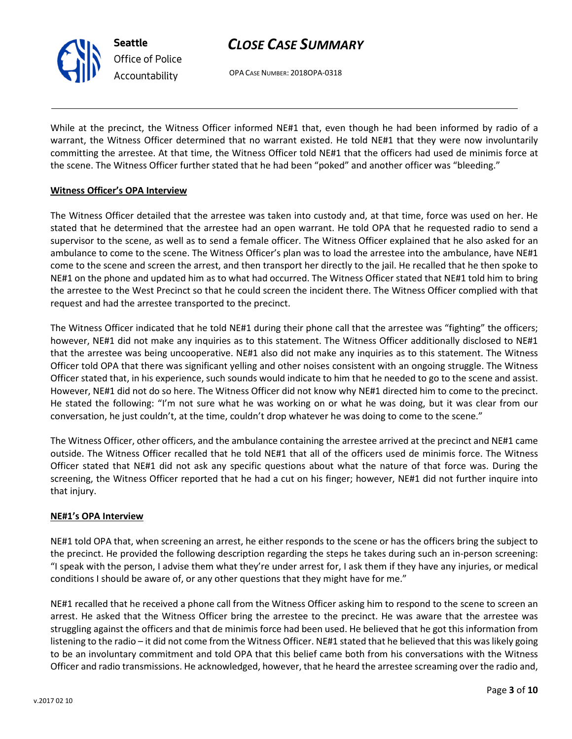While at the precinct, the Witness Officer informed NE#1 that, even though he had been informed by radio of a warrant, the Witness Officer determined that no warrant existed. He told NE#1 that they were now involuntarily committing the arrestee. At that time, the Witness Officer told NE#1 that the officers had used de minimis force at the scene. The Witness Officer further stated that he had been "poked" and another officer was "bleeding."

**Witness Officer's OPA Interview**

The Witness Officer detailed that the arrestee was taken into custody and, at that time, force was used on her. He stated that he determined that the arrestee had an open warrant. He told OPA that he requested radio to send a supervisor to the scene, as well as to send a female officer. The Witness Officer explained that he also asked for an ambulance to come to the scene. The Witness Officer's plan was to load the arrestee into the ambulance, have NE#1 come to the scene and screen the arrest, and then transport her directly to the jail. He recalled that he then spoke to NE#1 on the phone and updated him as to what had occurred. The Witness Officer stated that NE#1 told him to bring the arrestee to the West Precinct so that he could screen the incident there. The Witness Officer complied with that request and had the arrestee transported to the precinct.

The Witness Officer indicated that he told NE#1 during their phone call that the arrestee was "fighting" the officers; however, NE#1 did not make any inquiries as to this statement. The Witness Officer additionally disclosed to NE#1 that the arrestee was being uncooperative. NE#1 also did not make any inquiries as to this statement. The Witness Officer told OPA that there was significant yelling and other noises consistent with an ongoing struggle. The Witness Officer stated that, in his experience, such sounds would indicate to him that he needed to go to the scene and assist. However, NE#1 did not do so here. The Witness Officer did not know why NE#1 directed him to come to the precinct. He stated the following: "I'm not sure what he was working on or what he was doing, but it was clear from our conversation, he just couldn't, at the time, couldn't drop whatever he was doing to come to the scene."

The Witness Officer, other officers, and the ambulance containing the arrestee arrived at the precinct and NE#1 came outside. The Witness Officer recalled that he told NE#1 that all of the officers used de minimis force. The Witness Officer stated that NE#1 did not ask any specific questions about what the nature of that force was. During the screening, the Witness Officer reported that he had a cut on his finger; however, NE#1 did not further inquire into that injury.

**NE#1's OPA Interview**

NE#1 told OPA that, when screening an arrest, he either responds to the scene or has the officers bring the subject to the precinct. He provided the following description regarding the steps he takes during such an in-person screening: "I speak with the person, I advise them what they're under arrest for, I ask them if they have any injuries, or medical conditions I should be aware of, or any other questions that they might have for me."

NE#1 recalled that he received a phone call from the Witness Officer asking him to respond to the scene to screen an arrest. He asked that the Witness Officer bring the arrestee to the precinct. He was aware that the arrestee was struggling against the officers and that de minimis force had been used. He believed that he got this information from listening to the radio – it did not come from the Witness Officer. NE#1 stated that he believed that this was likely going to be an involuntary commitment and told OPA that this belief came both from his conversations with the Witness Officer and radio transmissions. He acknowledged, however, that he heard the arrestee screaming over the radio and,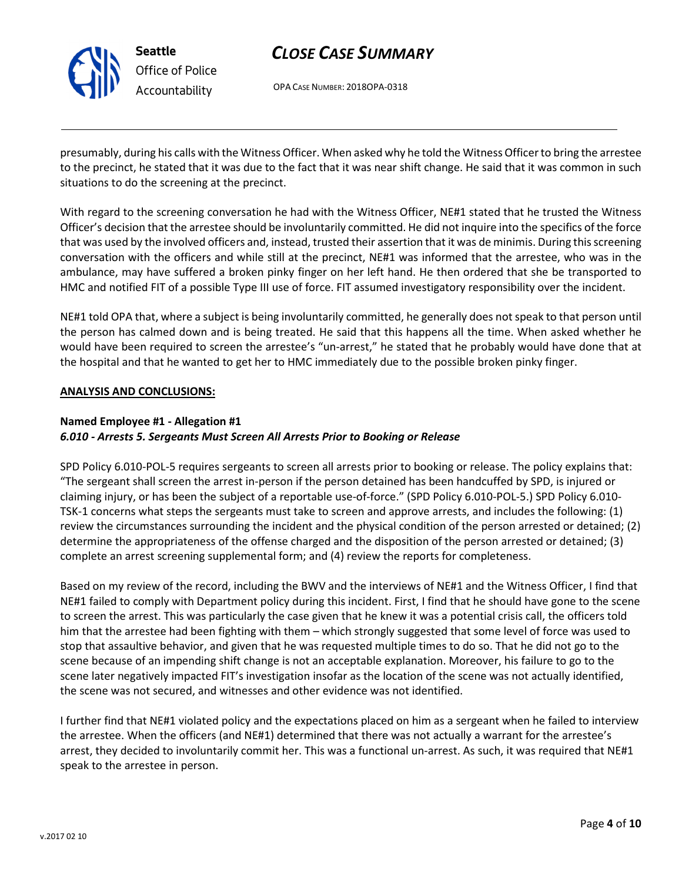presumably, during his calls with the Witness Officer. When asked why he told the Witness Officer to bring the arrestee to the precinct, he stated that it was due to the fact that it was near shift change. He said that it was common in such situations to do the screening at the precinct.

With regard to the screening conversation he had with the Witness Officer, NE#1 stated that he trusted the Witness Officer's decision that the arrestee should be involuntarily committed. He did not inquire into the specifics of the force that was used by the involved officers and, instead, trusted their assertion that it was de minimis. During this screening conversation with the officers and while still at the precinct, NE#1 was informed that the arrestee, who was in the ambulance, may have suffered a broken pinky finger on her left hand. He then ordered that she be transported to HMC and notified FIT of a possible Type III use of force. FIT assumed investigatory responsibility over the incident.

NE#1 told OPA that, where a subject is being involuntarily committed, he generally does not speak to that person until the person has calmed down and is being treated. He said that this happens all the time. When asked whether he would have been required to screen the arrestee's "un-arrest," he stated that he probably would have done that at the hospital and that he wanted to get her to HMC immediately due to the possible broken pinky finger.

**ANALYSIS AND CONCLUSIONS:**

**Named Employee #1 - Allegation #1**
***6.010 - Arrests 5. Sergeants Must Screen All Arrests Prior to Booking or Release***

SPD Policy 6.010-POL-5 requires sergeants to screen all arrests prior to booking or release. The policy explains that: "The sergeant shall screen the arrest in-person if the person detained has been handcuffed by SPD, is injured or claiming injury, or has been the subject of a reportable use-of-force." (SPD Policy 6.010-POL-5.) SPD Policy 6.010-TSK-1 concerns what steps the sergeants must take to screen and approve arrests, and includes the following: (1) review the circumstances surrounding the incident and the physical condition of the person arrested or detained; (2) determine the appropriateness of the offense charged and the disposition of the person arrested or detained; (3) complete an arrest screening supplemental form; and (4) review the reports for completeness.

Based on my review of the record, including the BWV and the interviews of NE#1 and the Witness Officer, I find that NE#1 failed to comply with Department policy during this incident. First, I find that he should have gone to the scene to screen the arrest. This was particularly the case given that he knew it was a potential crisis call, the officers told him that the arrestee had been fighting with them – which strongly suggested that some level of force was used to stop that assaultive behavior, and given that he was requested multiple times to do so. That he did not go to the scene because of an impending shift change is not an acceptable explanation. Moreover, his failure to go to the scene later negatively impacted FIT's investigation insofar as the location of the scene was not actually identified, the scene was not secured, and witnesses and other evidence was not identified.

I further find that NE#1 violated policy and the expectations placed on him as a sergeant when he failed to interview the arrestee. When the officers (and NE#1) determined that there was not actually a warrant for the arrestee's arrest, they decided to involuntarily commit her. This was a functional un-arrest. As such, it was required that NE#1 speak to the arrestee in person.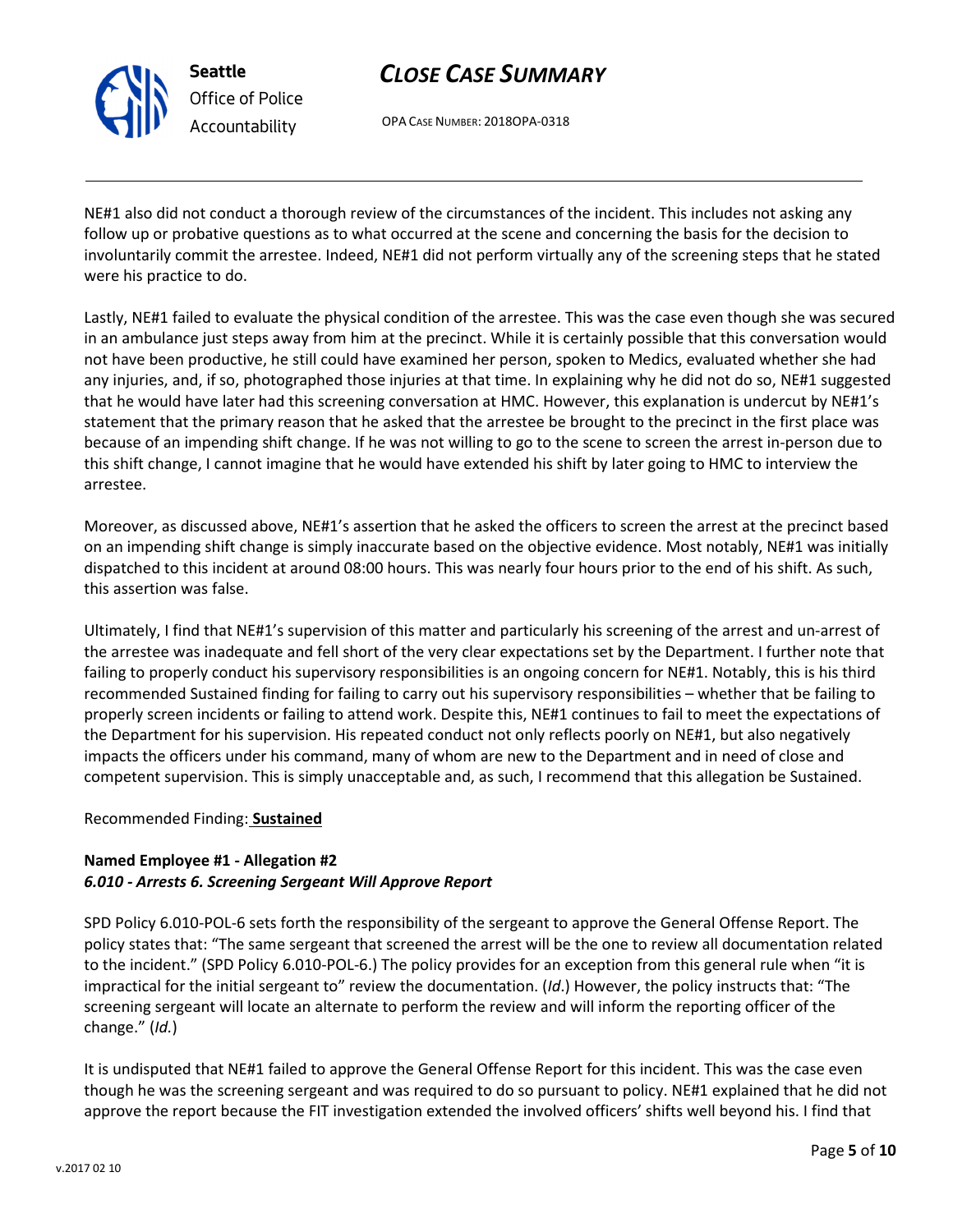NE#1 also did not conduct a thorough review of the circumstances of the incident. This includes not asking any follow up or probative questions as to what occurred at the scene and concerning the basis for the decision to involuntarily commit the arrestee. Indeed, NE#1 did not perform virtually any of the screening steps that he stated were his practice to do.

Lastly, NE#1 failed to evaluate the physical condition of the arrestee. This was the case even though she was secured in an ambulance just steps away from him at the precinct. While it is certainly possible that this conversation would not have been productive, he still could have examined her person, spoken to Medics, evaluated whether she had any injuries, and, if so, photographed those injuries at that time. In explaining why he did not do so, NE#1 suggested that he would have later had this screening conversation at HMC. However, this explanation is undercut by NE#1's statement that the primary reason that he asked that the arrestee be brought to the precinct in the first place was because of an impending shift change. If he was not willing to go to the scene to screen the arrest in-person due to this shift change, I cannot imagine that he would have extended his shift by later going to HMC to interview the arrestee.

Moreover, as discussed above, NE#1's assertion that he asked the officers to screen the arrest at the precinct based on an impending shift change is simply inaccurate based on the objective evidence. Most notably, NE#1 was initially dispatched to this incident at around 08:00 hours. This was nearly four hours prior to the end of his shift. As such, this assertion was false.

Ultimately, I find that NE#1's supervision of this matter and particularly his screening of the arrest and un-arrest of the arrestee was inadequate and fell short of the very clear expectations set by the Department. I further note that failing to properly conduct his supervisory responsibilities is an ongoing concern for NE#1. Notably, this is his third recommended Sustained finding for failing to carry out his supervisory responsibilities – whether that be failing to properly screen incidents or failing to attend work. Despite this, NE#1 continues to fail to meet the expectations of the Department for his supervision. His repeated conduct not only reflects poorly on NE#1, but also negatively impacts the officers under his command, many of whom are new to the Department and in need of close and competent supervision. This is simply unacceptable and, as such, I recommend that this allegation be Sustained.

Recommended Finding: **Sustained**

**Named Employee #1 - Allegation #2**
***6.010 - Arrests 6. Screening Sergeant Will Approve Report***

SPD Policy 6.010-POL-6 sets forth the responsibility of the sergeant to approve the General Offense Report. The policy states that: "The same sergeant that screened the arrest will be the one to review all documentation related to the incident." (SPD Policy 6.010-POL-6.) The policy provides for an exception from this general rule when "it is impractical for the initial sergeant to" review the documentation. (*Id*.) However, the policy instructs that: "The screening sergeant will locate an alternate to perform the review and will inform the reporting officer of the change." (*Id.*)

It is undisputed that NE#1 failed to approve the General Offense Report for this incident. This was the case even though he was the screening sergeant and was required to do so pursuant to policy. NE#1 explained that he did not approve the report because the FIT investigation extended the involved officers' shifts well beyond his. I find that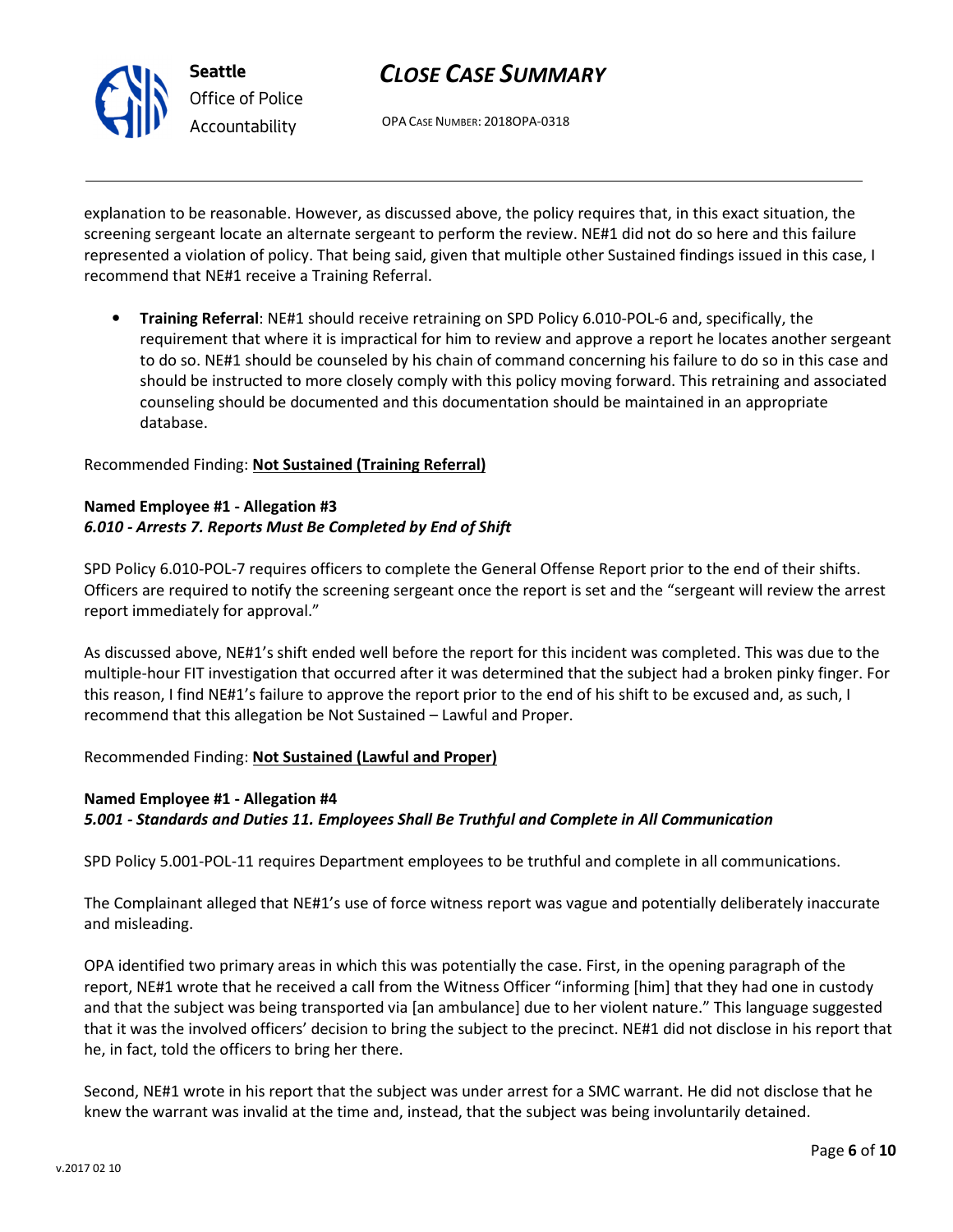explanation to be reasonable. However, as discussed above, the policy requires that, in this exact situation, the screening sergeant locate an alternate sergeant to perform the review. NE#1 did not do so here and this failure represented a violation of policy. That being said, given that multiple other Sustained findings issued in this case, I recommend that NE#1 receive a Training Referral.

- **Training Referral**: NE#1 should receive retraining on SPD Policy 6.010-POL-6 and, specifically, the requirement that where it is impractical for him to review and approve a report he locates another sergeant to do so. NE#1 should be counseled by his chain of command concerning his failure to do so in this case and should be instructed to more closely comply with this policy moving forward. This retraining and associated counseling should be documented and this documentation should be maintained in an appropriate database.

Recommended Finding: **Not Sustained (Training Referral)**

**Named Employee #1 - Allegation #3**
***6.010 - Arrests 7. Reports Must Be Completed by End of Shift***

SPD Policy 6.010-POL-7 requires officers to complete the General Offense Report prior to the end of their shifts. Officers are required to notify the screening sergeant once the report is set and the "sergeant will review the arrest report immediately for approval."

As discussed above, NE#1's shift ended well before the report for this incident was completed. This was due to the multiple-hour FIT investigation that occurred after it was determined that the subject had a broken pinky finger. For this reason, I find NE#1's failure to approve the report prior to the end of his shift to be excused and, as such, I recommend that this allegation be Not Sustained – Lawful and Proper.

Recommended Finding: **Not Sustained (Lawful and Proper)**

**Named Employee #1 - Allegation #4**
***5.001 - Standards and Duties 11. Employees Shall Be Truthful and Complete in All Communication***

SPD Policy 5.001-POL-11 requires Department employees to be truthful and complete in all communications.

The Complainant alleged that NE#1's use of force witness report was vague and potentially deliberately inaccurate and misleading.

OPA identified two primary areas in which this was potentially the case. First, in the opening paragraph of the report, NE#1 wrote that he received a call from the Witness Officer "informing [him] that they had one in custody and that the subject was being transported via [an ambulance] due to her violent nature." This language suggested that it was the involved officers' decision to bring the subject to the precinct. NE#1 did not disclose in his report that he, in fact, told the officers to bring her there.

Second, NE#1 wrote in his report that the subject was under arrest for a SMC warrant. He did not disclose that he knew the warrant was invalid at the time and, instead, that the subject was being involuntarily detained.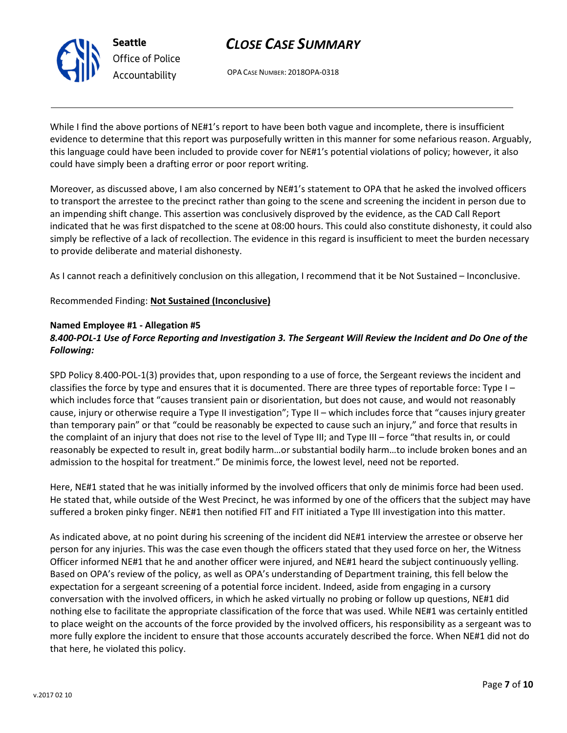While I find the above portions of NE#1's report to have been both vague and incomplete, there is insufficient evidence to determine that this report was purposefully written in this manner for some nefarious reason. Arguably, this language could have been included to provide cover for NE#1's potential violations of policy; however, it also could have simply been a drafting error or poor report writing.

Moreover, as discussed above, I am also concerned by NE#1's statement to OPA that he asked the involved officers to transport the arrestee to the precinct rather than going to the scene and screening the incident in person due to an impending shift change. This assertion was conclusively disproved by the evidence, as the CAD Call Report indicated that he was first dispatched to the scene at 08:00 hours. This could also constitute dishonesty, it could also simply be reflective of a lack of recollection. The evidence in this regard is insufficient to meet the burden necessary to provide deliberate and material dishonesty.

As I cannot reach a definitively conclusion on this allegation, I recommend that it be Not Sustained – Inconclusive.

Recommended Finding: **Not Sustained (Inconclusive)**

**Named Employee #1 - Allegation #5**
***8.400-POL-1 Use of Force Reporting and Investigation 3. The Sergeant Will Review the Incident and Do One of the Following:***

SPD Policy 8.400-POL-1(3) provides that, upon responding to a use of force, the Sergeant reviews the incident and classifies the force by type and ensures that it is documented. There are three types of reportable force: Type I – which includes force that "causes transient pain or disorientation, but does not cause, and would not reasonably cause, injury or otherwise require a Type II investigation"; Type II – which includes force that "causes injury greater than temporary pain" or that "could be reasonably be expected to cause such an injury," and force that results in the complaint of an injury that does not rise to the level of Type III; and Type III – force "that results in, or could reasonably be expected to result in, great bodily harm…or substantial bodily harm…to include broken bones and an admission to the hospital for treatment." De minimis force, the lowest level, need not be reported.

Here, NE#1 stated that he was initially informed by the involved officers that only de minimis force had been used. He stated that, while outside of the West Precinct, he was informed by one of the officers that the subject may have suffered a broken pinky finger. NE#1 then notified FIT and FIT initiated a Type III investigation into this matter.

As indicated above, at no point during his screening of the incident did NE#1 interview the arrestee or observe her person for any injuries. This was the case even though the officers stated that they used force on her, the Witness Officer informed NE#1 that he and another officer were injured, and NE#1 heard the subject continuously yelling. Based on OPA's review of the policy, as well as OPA's understanding of Department training, this fell below the expectation for a sergeant screening of a potential force incident. Indeed, aside from engaging in a cursory conversation with the involved officers, in which he asked virtually no probing or follow up questions, NE#1 did nothing else to facilitate the appropriate classification of the force that was used. While NE#1 was certainly entitled to place weight on the accounts of the force provided by the involved officers, his responsibility as a sergeant was to more fully explore the incident to ensure that those accounts accurately described the force. When NE#1 did not do that here, he violated this policy.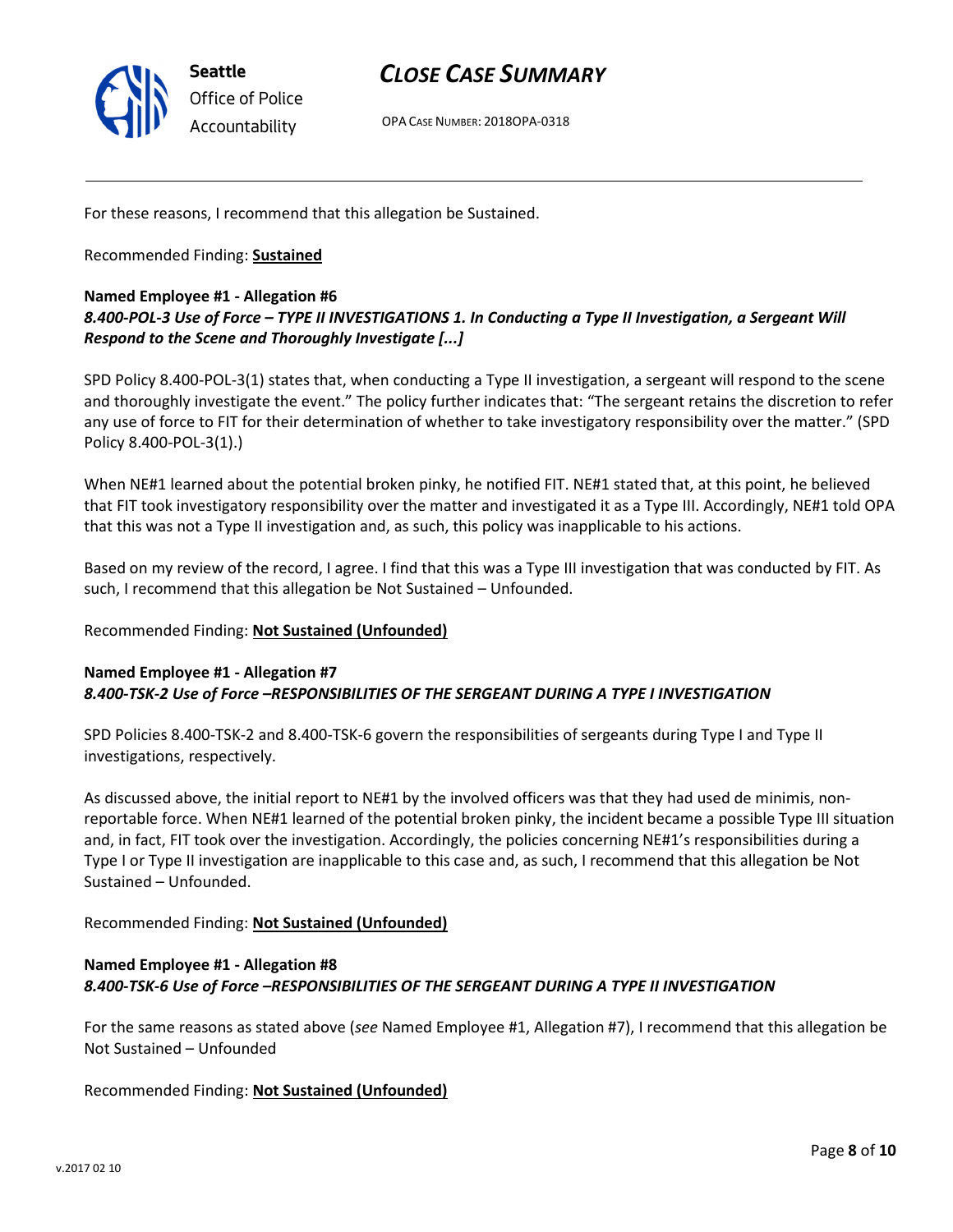For these reasons, I recommend that this allegation be Sustained.

Recommended Finding: **Sustained**

**Named Employee #1 - Allegation #6**
***8.400-POL-3 Use of Force – TYPE II INVESTIGATIONS 1. In Conducting a Type II Investigation, a Sergeant Will Respond to the Scene and Thoroughly Investigate [...]***

SPD Policy 8.400-POL-3(1) states that, when conducting a Type II investigation, a sergeant will respond to the scene and thoroughly investigate the event." The policy further indicates that: "The sergeant retains the discretion to refer any use of force to FIT for their determination of whether to take investigatory responsibility over the matter." (SPD Policy 8.400-POL-3(1).)

When NE#1 learned about the potential broken pinky, he notified FIT. NE#1 stated that, at this point, he believed that FIT took investigatory responsibility over the matter and investigated it as a Type III. Accordingly, NE#1 told OPA that this was not a Type II investigation and, as such, this policy was inapplicable to his actions.

Based on my review of the record, I agree. I find that this was a Type III investigation that was conducted by FIT. As such, I recommend that this allegation be Not Sustained – Unfounded.

Recommended Finding: **Not Sustained (Unfounded)**

**Named Employee #1 - Allegation #7**
***8.400-TSK-2 Use of Force –RESPONSIBILITIES OF THE SERGEANT DURING A TYPE I INVESTIGATION***

SPD Policies 8.400-TSK-2 and 8.400-TSK-6 govern the responsibilities of sergeants during Type I and Type II investigations, respectively.

As discussed above, the initial report to NE#1 by the involved officers was that they had used de minimis, non-reportable force. When NE#1 learned of the potential broken pinky, the incident became a possible Type III situation and, in fact, FIT took over the investigation. Accordingly, the policies concerning NE#1's responsibilities during a Type I or Type II investigation are inapplicable to this case and, as such, I recommend that this allegation be Not Sustained – Unfounded.

Recommended Finding: **Not Sustained (Unfounded)**

**Named Employee #1 - Allegation #8**
***8.400-TSK-6 Use of Force –RESPONSIBILITIES OF THE SERGEANT DURING A TYPE II INVESTIGATION***

For the same reasons as stated above (*see* Named Employee #1, Allegation #7), I recommend that this allegation be Not Sustained – Unfounded

Recommended Finding: **Not Sustained (Unfounded)**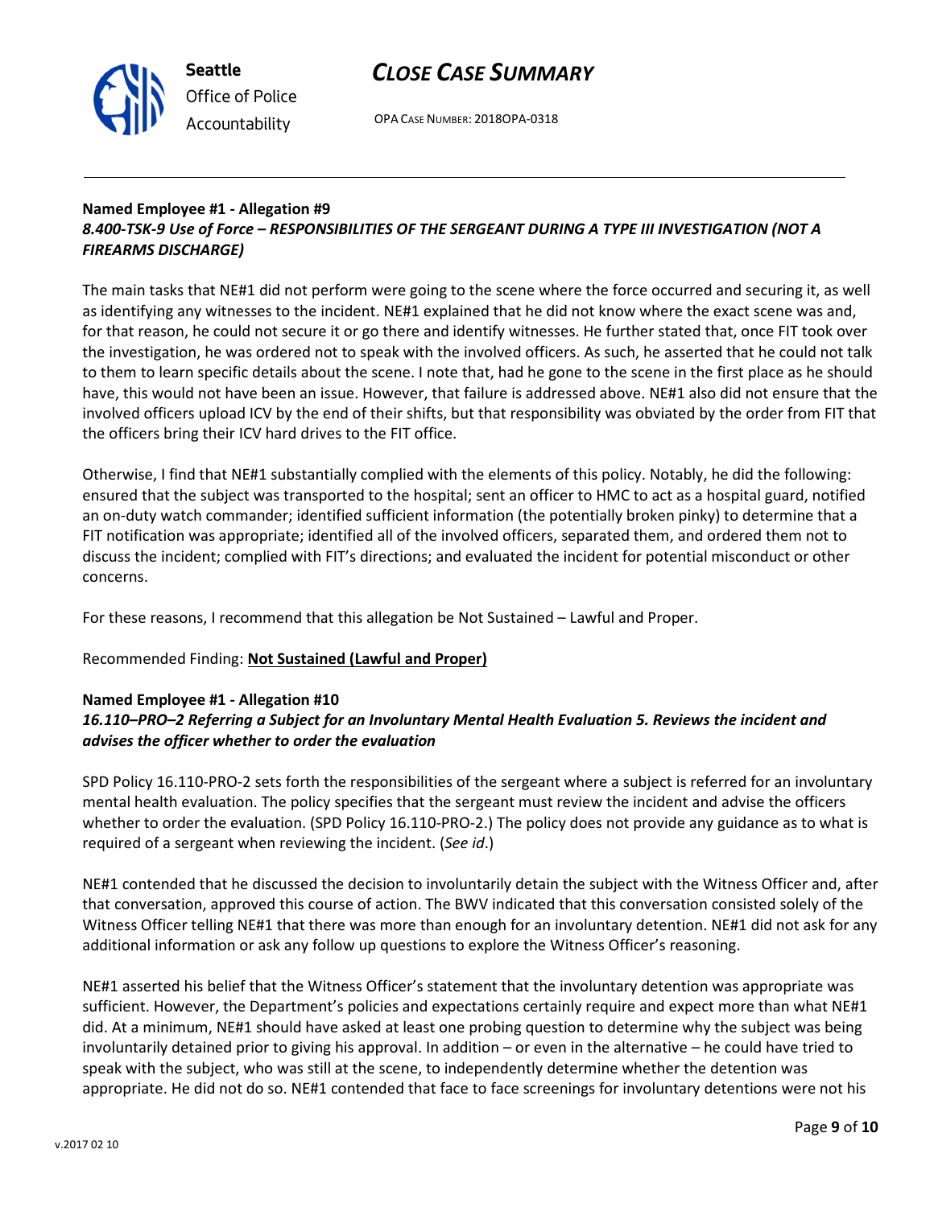**Named Employee #1 - Allegation #9**
***8.400-TSK-9 Use of Force – RESPONSIBILITIES OF THE SERGEANT DURING A TYPE III INVESTIGATION (NOT A FIREARMS DISCHARGE)***

The main tasks that NE#1 did not perform were going to the scene where the force occurred and securing it, as well as identifying any witnesses to the incident. NE#1 explained that he did not know where the exact scene was and, for that reason, he could not secure it or go there and identify witnesses. He further stated that, once FIT took over the investigation, he was ordered not to speak with the involved officers. As such, he asserted that he could not talk to them to learn specific details about the scene. I note that, had he gone to the scene in the first place as he should have, this would not have been an issue. However, that failure is addressed above. NE#1 also did not ensure that the involved officers upload ICV by the end of their shifts, but that responsibility was obviated by the order from FIT that the officers bring their ICV hard drives to the FIT office.

Otherwise, I find that NE#1 substantially complied with the elements of this policy. Notably, he did the following: ensured that the subject was transported to the hospital; sent an officer to HMC to act as a hospital guard, notified an on-duty watch commander; identified sufficient information (the potentially broken pinky) to determine that a FIT notification was appropriate; identified all of the involved officers, separated them, and ordered them not to discuss the incident; complied with FIT's directions; and evaluated the incident for potential misconduct or other concerns.

For these reasons, I recommend that this allegation be Not Sustained – Lawful and Proper.

Recommended Finding: **Not Sustained (Lawful and Proper)**

**Named Employee #1 - Allegation #10**
***16.110–PRO–2 Referring a Subject for an Involuntary Mental Health Evaluation 5. Reviews the incident and advises the officer whether to order the evaluation***

SPD Policy 16.110-PRO-2 sets forth the responsibilities of the sergeant where a subject is referred for an involuntary mental health evaluation. The policy specifies that the sergeant must review the incident and advise the officers whether to order the evaluation. (SPD Policy 16.110-PRO-2.) The policy does not provide any guidance as to what is required of a sergeant when reviewing the incident. (*See id*.)

NE#1 contended that he discussed the decision to involuntarily detain the subject with the Witness Officer and, after that conversation, approved this course of action. The BWV indicated that this conversation consisted solely of the Witness Officer telling NE#1 that there was more than enough for an involuntary detention. NE#1 did not ask for any additional information or ask any follow up questions to explore the Witness Officer's reasoning.

NE#1 asserted his belief that the Witness Officer's statement that the involuntary detention was appropriate was sufficient. However, the Department's policies and expectations certainly require and expect more than what NE#1 did. At a minimum, NE#1 should have asked at least one probing question to determine why the subject was being involuntarily detained prior to giving his approval. In addition – or even in the alternative – he could have tried to speak with the subject, who was still at the scene, to independently determine whether the detention was appropriate. He did not do so. NE#1 contended that face to face screenings for involuntary detentions were not his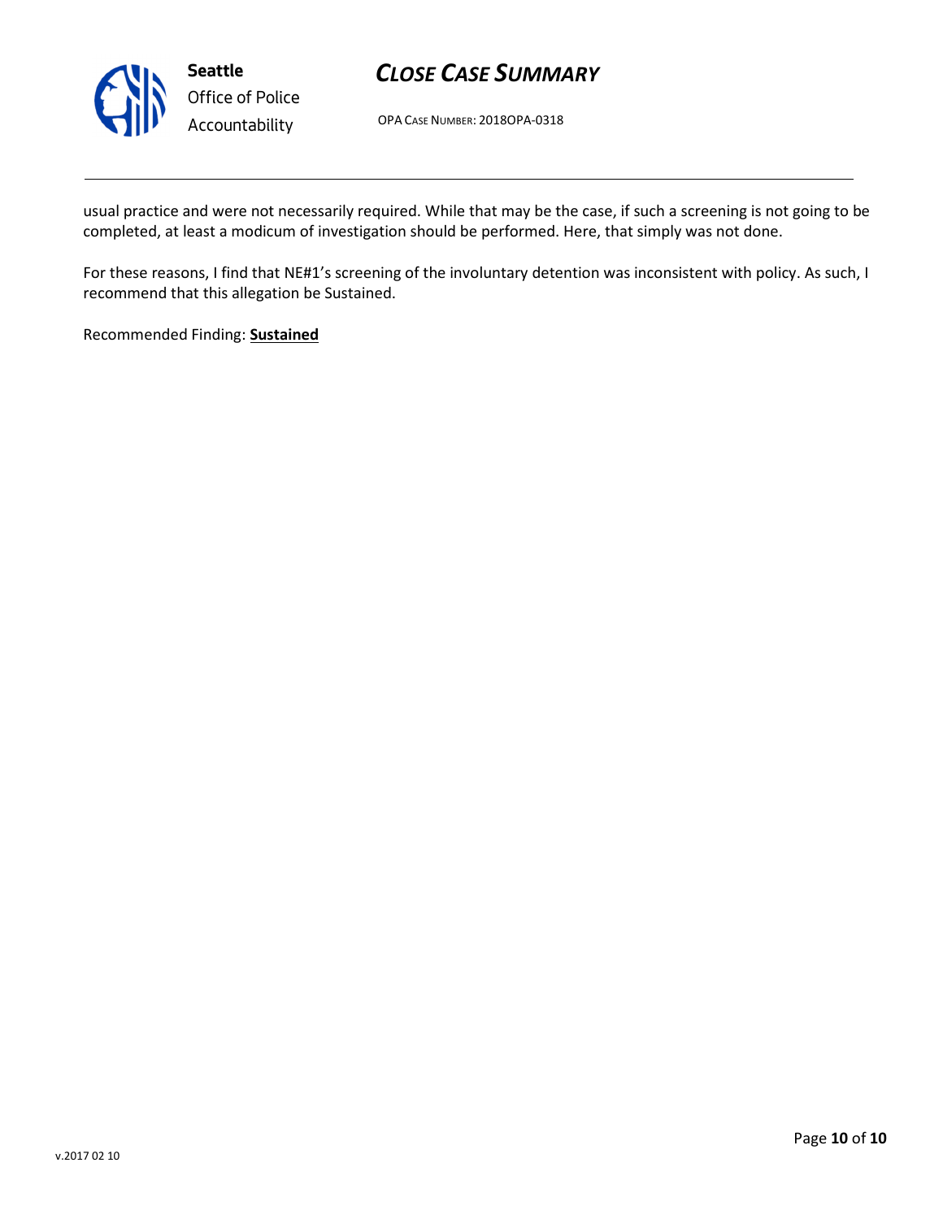usual practice and were not necessarily required. While that may be the case, if such a screening is not going to be completed, at least a modicum of investigation should be performed. Here, that simply was not done.

For these reasons, I find that NE#1's screening of the involuntary detention was inconsistent with policy. As such, I recommend that this allegation be Sustained.

Recommended Finding: **Sustained**